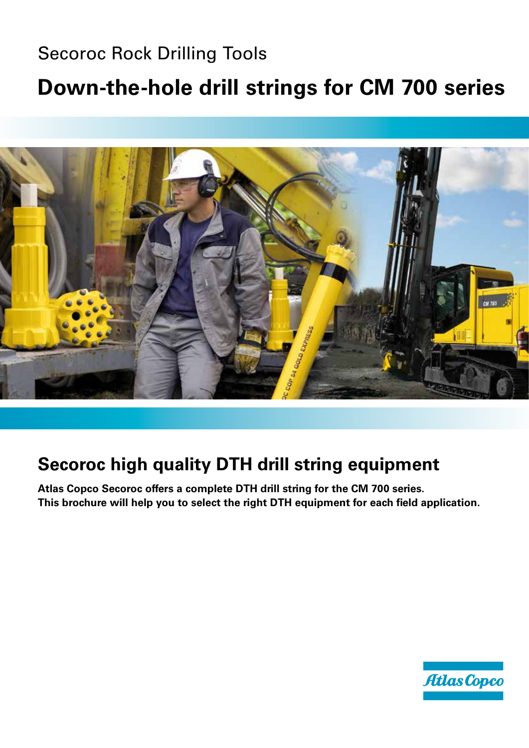Secoroc Rock Drilling Tools

# Down-the-hole drill strings for CM 700 series

## Secoroc high quality DTH drill string equipment

**Atlas Copco Secoroc offers a complete DTH drill string for the CM 700 series. This brochure will help you to select the right DTH equipment for each field application.**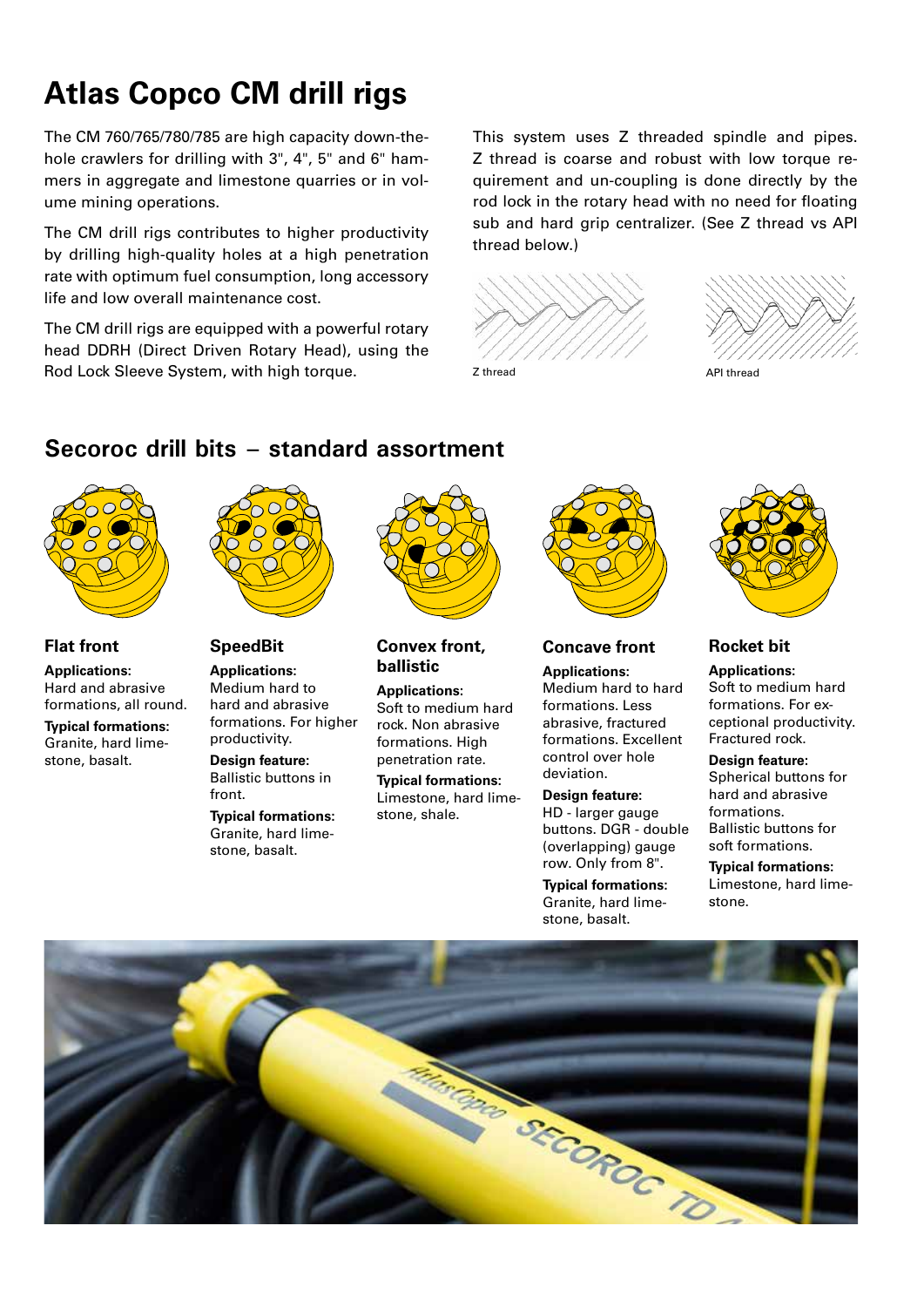# Atlas Copco CM drill rigs

The CM 760/765/780/785 are high capacity down-the-hole crawlers for drilling with 3", 4", 5" and 6" hammers in aggregate and limestone quarries or in volume mining operations.

The CM drill rigs contributes to higher productivity by drilling high-quality holes at a high penetration rate with optimum fuel consumption, long accessory life and low overall maintenance cost.

The CM drill rigs are equipped with a powerful rotary head DDRH (Direct Driven Rotary Head), using the Rod Lock Sleeve System, with high torque.

This system uses Z threaded spindle and pipes. Z thread is coarse and robust with low torque requirement and un-coupling is done directly by the rod lock in the rotary head with no need for floating sub and hard grip centralizer. (See Z thread vs API thread below.)

Z thread

API thread

## Secoroc drill bits – standard assortment

### Flat front

**Applications:**
Hard and abrasive formations, all round.

**Typical formations:**
Granite, hard limestone, basalt.

### SpeedBit

**Applications:**
Medium hard to hard and abrasive formations. For higher productivity.

**Design feature:**
Ballistic buttons in front.

**Typical formations:**
Granite, hard limestone, basalt.

### Convex front, ballistic

**Applications:**
Soft to medium hard rock. Non abrasive formations. High penetration rate.

**Typical formations:**
Limestone, hard limestone, shale.

### Concave front

**Applications:**
Medium hard to hard formations. Less abrasive, fractured formations. Excellent control over hole deviation.

**Design feature:**
HD - larger gauge buttons. DGR - double (overlapping) gauge row. Only from 8".

**Typical formations:**
Granite, hard limestone, basalt.

### Rocket bit

**Applications:**
Soft to medium hard formations. For exceptional productivity. Fractured rock.

**Design feature:**
Spherical buttons for hard and abrasive formations.
Ballistic buttons for soft formations.

**Typical formations:**
Limestone, hard limestone.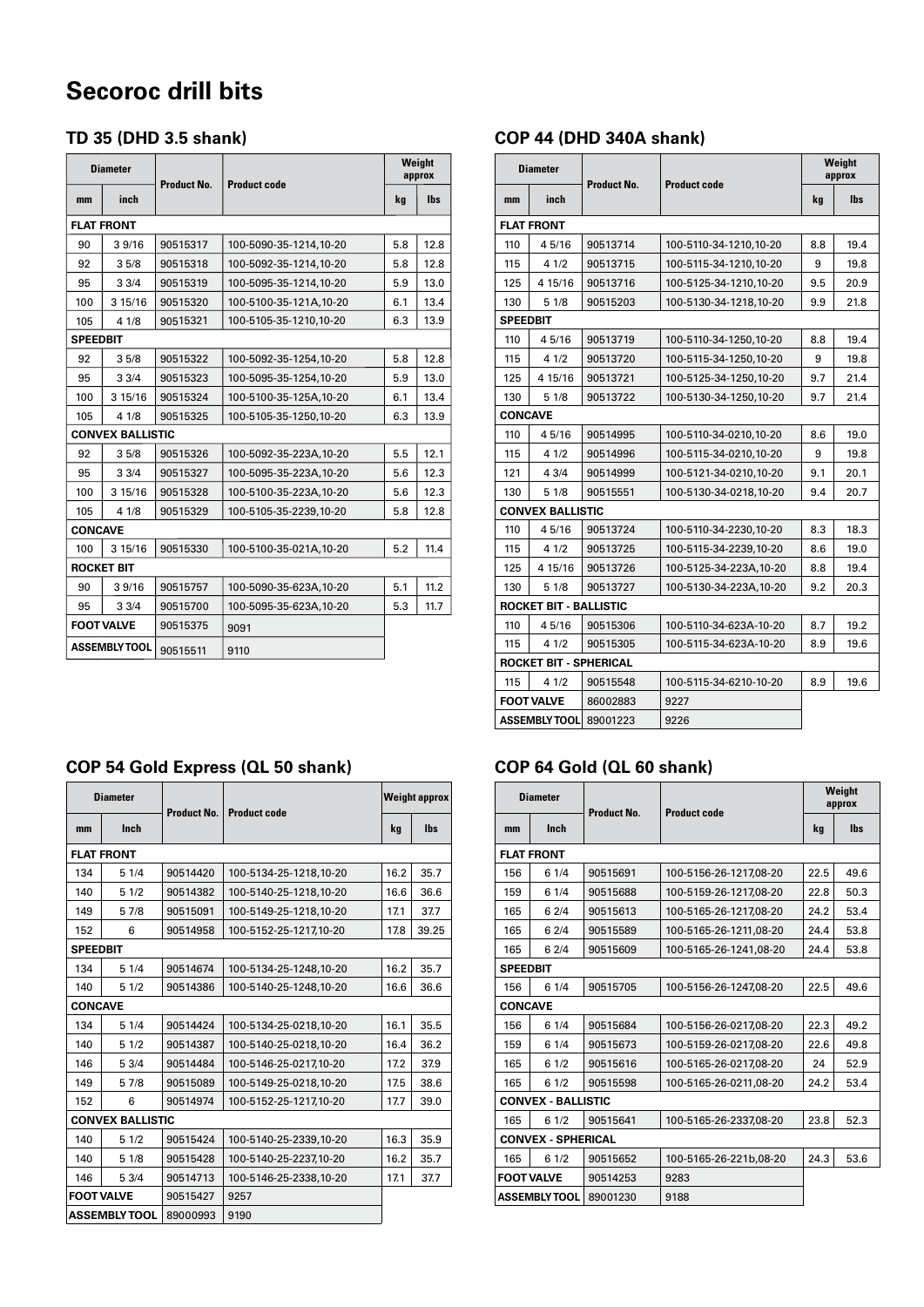# Secoroc drill bits

## TD 35 (DHD 3.5 shank)

| Diameter | | Product No. | Product code | Weight approx | |
|---|---|---|---|---|---|
| mm | inch | | | kg | lbs |
| **FLAT FRONT** | | | | | |
| 90 | 3 9/16 | 90515317 | 100-5090-35-1214,10-20 | 5.8 | 12.8 |
| 92 | 3 5/8 | 90515318 | 100-5092-35-1214,10-20 | 5.8 | 12.8 |
| 95 | 3 3/4 | 90515319 | 100-5095-35-1214,10-20 | 5.9 | 13.0 |
| 100 | 3 15/16 | 90515320 | 100-5100-35-121A,10-20 | 6.1 | 13.4 |
| 105 | 4 1/8 | 90515321 | 100-5105-35-1210,10-20 | 6.3 | 13.9 |
| **SPEEDBIT** | | | | | |
| 92 | 3 5/8 | 90515322 | 100-5092-35-1254,10-20 | 5.8 | 12.8 |
| 95 | 3 3/4 | 90515323 | 100-5095-35-1254,10-20 | 5.9 | 13.0 |
| 100 | 3 15/16 | 90515324 | 100-5100-35-125A,10-20 | 6.1 | 13.4 |
| 105 | 4 1/8 | 90515325 | 100-5105-35-1250,10-20 | 6.3 | 13.9 |
| **CONVEX BALLISTIC** | | | | | |
| 92 | 3 5/8 | 90515326 | 100-5092-35-223A,10-20 | 5.5 | 12.1 |
| 95 | 3 3/4 | 90515327 | 100-5095-35-223A,10-20 | 5.6 | 12.3 |
| 100 | 3 15/16 | 90515328 | 100-5100-35-223A,10-20 | 5.6 | 12.3 |
| 105 | 4 1/8 | 90515329 | 100-5105-35-2239,10-20 | 5.8 | 12.8 |
| **CONCAVE** | | | | | |
| 100 | 3 15/16 | 90515330 | 100-5100-35-021A,10-20 | 5.2 | 11.4 |
| **ROCKET BIT** | | | | | |
| 90 | 3 9/16 | 90515757 | 100-5090-35-623A,10-20 | 5.1 | 11.2 |
| 95 | 3 3/4 | 90515700 | 100-5095-35-623A,10-20 | 5.3 | 11.7 |
| **FOOT VALVE** | | 90515375 | 9091 | | |
| **ASSEMBLY TOOL** | | 90515511 | 9110 | | |

## COP 44 (DHD 340A shank)

| Diameter | | Product No. | Product code | Weight approx | |
|---|---|---|---|---|---|
| mm | inch | | | kg | lbs |
| **FLAT FRONT** | | | | | |
| 110 | 4 5/16 | 90513714 | 100-5110-34-1210,10-20 | 8.8 | 19.4 |
| 115 | 4 1/2 | 90513715 | 100-5115-34-1210,10-20 | 9 | 19.8 |
| 125 | 4 15/16 | 90513716 | 100-5125-34-1210,10-20 | 9.5 | 20.9 |
| 130 | 5 1/8 | 90515203 | 100-5130-34-1218,10-20 | 9.9 | 21.8 |
| **SPEEDBIT** | | | | | |
| 110 | 4 5/16 | 90513719 | 100-5110-34-1250,10-20 | 8.8 | 19.4 |
| 115 | 4 1/2 | 90513720 | 100-5115-34-1250,10-20 | 9 | 19.8 |
| 125 | 4 15/16 | 90513721 | 100-5125-34-1250,10-20 | 9.7 | 21.4 |
| 130 | 5 1/8 | 90513722 | 100-5130-34-1250,10-20 | 9.7 | 21.4 |
| **CONCAVE** | | | | | |
| 110 | 4 5/16 | 90514995 | 100-5110-34-0210,10-20 | 8.6 | 19.0 |
| 115 | 4 1/2 | 90514996 | 100-5115-34-0210,10-20 | 9 | 19.8 |
| 121 | 4 3/4 | 90514999 | 100-5121-34-0210,10-20 | 9.1 | 20.1 |
| 130 | 5 1/8 | 90515551 | 100-5130-34-0218,10-20 | 9.4 | 20.7 |
| **CONVEX BALLISTIC** | | | | | |
| 110 | 4 5/16 | 90513724 | 100-5110-34-2230,10-20 | 8.3 | 18.3 |
| 115 | 4 1/2 | 90513725 | 100-5115-34-2239,10-20 | 8.6 | 19.0 |
| 125 | 4 15/16 | 90513726 | 100-5125-34-223A,10-20 | 8.8 | 19.4 |
| 130 | 5 1/8 | 90513727 | 100-5130-34-223A,10-20 | 9.2 | 20.3 |
| **ROCKET BIT - BALLISTIC** | | | | | |
| 110 | 4 5/16 | 90515306 | 100-5110-34-623A-10-20 | 8.7 | 19.2 |
| 115 | 4 1/2 | 90515305 | 100-5115-34-623A-10-20 | 8.9 | 19.6 |
| **ROCKET BIT - SPHERICAL** | | | | | |
| 115 | 4 1/2 | 90515548 | 100-5115-34-6210-10-20 | 8.9 | 19.6 |
| **FOOT VALVE** | | 86002883 | 9227 | | |
| **ASSEMBLY TOOL** | | 89001223 | 9226 | | |

## COP 54 Gold Express (QL 50 shank)

| Diameter | | Product No. | Product code | Weight approx | |
|---|---|---|---|---|---|
| mm | Inch | | | kg | lbs |
| **FLAT FRONT** | | | | | |
| 134 | 5 1/4 | 90514420 | 100-5134-25-1218,10-20 | 16.2 | 35.7 |
| 140 | 5 1/2 | 90514382 | 100-5140-25-1218,10-20 | 16.6 | 36.6 |
| 149 | 5 7/8 | 90515091 | 100-5149-25-1218,10-20 | 17.1 | 37.7 |
| 152 | 6 | 90514958 | 100-5152-25-1217,10-20 | 17.8 | 39.25 |
| **SPEEDBIT** | | | | | |
| 134 | 5 1/4 | 90514674 | 100-5134-25-1248,10-20 | 16.2 | 35.7 |
| 140 | 5 1/2 | 90514386 | 100-5140-25-1248,10-20 | 16.6 | 36.6 |
| **CONCAVE** | | | | | |
| 134 | 5 1/4 | 90514424 | 100-5134-25-0218,10-20 | 16.1 | 35.5 |
| 140 | 5 1/2 | 90514387 | 100-5140-25-0218,10-20 | 16.4 | 36.2 |
| 146 | 5 3/4 | 90514484 | 100-5146-25-0217,10-20 | 17.2 | 37.9 |
| 149 | 5 7/8 | 90515089 | 100-5149-25-0218,10-20 | 17.5 | 38.6 |
| 152 | 6 | 90514974 | 100-5152-25-1217,10-20 | 17.7 | 39.0 |
| **CONVEX BALLISTIC** | | | | | |
| 140 | 5 1/2 | 90515424 | 100-5140-25-2339,10-20 | 16.3 | 35.9 |
| 140 | 5 1/8 | 90515428 | 100-5140-25-2237,10-20 | 16.2 | 35.7 |
| 146 | 5 3/4 | 90514713 | 100-5146-25-2338,10-20 | 17.1 | 37.7 |
| **FOOT VALVE** | | 90515427 | 9257 | | |
| **ASSEMBLY TOOL** | | 89000993 | 9190 | | |

## COP 64 Gold (QL 60 shank)

| Diameter | | Product No. | Product code | Weight approx | |
|---|---|---|---|---|---|
| mm | Inch | | | kg | lbs |
| **FLAT FRONT** | | | | | |
| 156 | 6 1/4 | 90515691 | 100-5156-26-1217,08-20 | 22.5 | 49.6 |
| 159 | 6 1/4 | 90515688 | 100-5159-26-1217,08-20 | 22.8 | 50.3 |
| 165 | 6 2/4 | 90515613 | 100-5165-26-1217,08-20 | 24.2 | 53.4 |
| 165 | 6 2/4 | 90515589 | 100-5165-26-1211,08-20 | 24.4 | 53.8 |
| 165 | 6 2/4 | 90515609 | 100-5165-26-1241,08-20 | 24.4 | 53.8 |
| **SPEEDBIT** | | | | | |
| 156 | 6 1/4 | 90515705 | 100-5156-26-1247,08-20 | 22.5 | 49.6 |
| **CONCAVE** | | | | | |
| 156 | 6 1/4 | 90515684 | 100-5156-26-0217,08-20 | 22.3 | 49.2 |
| 159 | 6 1/4 | 90515673 | 100-5159-26-0217,08-20 | 22.6 | 49.8 |
| 165 | 6 1/2 | 90515616 | 100-5165-26-0217,08-20 | 24 | 52.9 |
| 165 | 6 1/2 | 90515598 | 100-5165-26-0211,08-20 | 24.2 | 53.4 |
| **CONVEX - BALLISTIC** | | | | | |
| 165 | 6 1/2 | 90515641 | 100-5165-26-2337,08-20 | 23.8 | 52.3 |
| **CONVEX - SPHERICAL** | | | | | |
| 165 | 6 1/2 | 90515652 | 100-5165-26-221b,08-20 | 24.3 | 53.6 |
| **FOOT VALVE** | | 90514253 | 9283 | | |
| **ASSEMBLY TOOL** | | 89001230 | 9188 | | |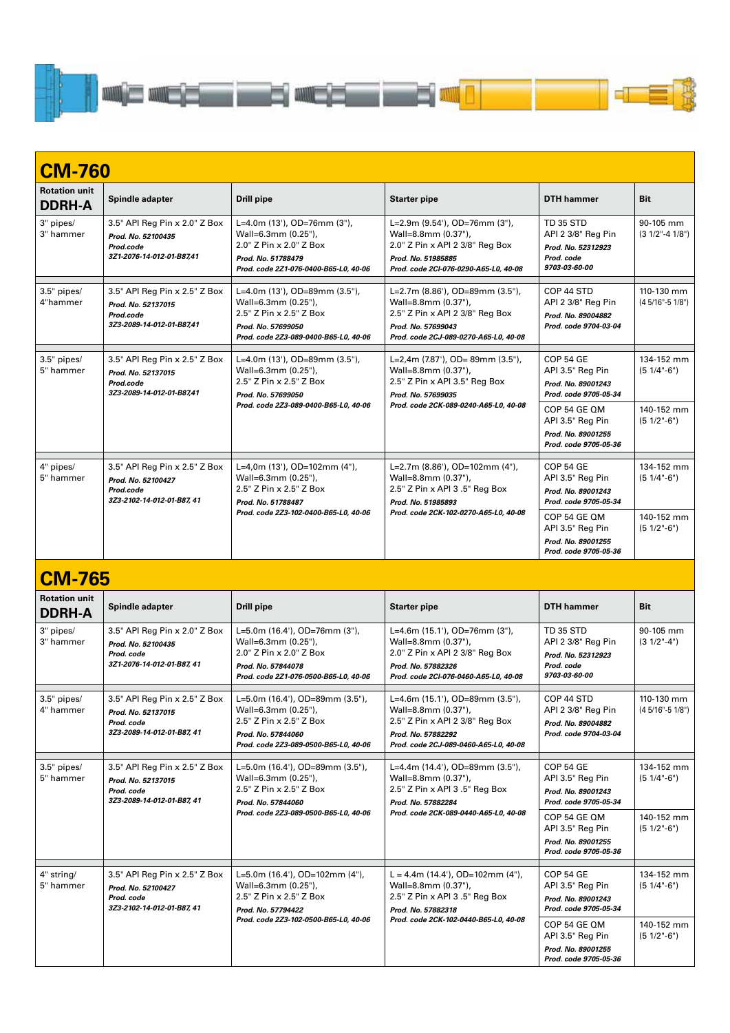## CM-760

| Rotation unit DDRH-A | Spindle adapter | Drill pipe | Starter pipe | DTH hammer | Bit |
|---|---|---|---|---|---|
| 3" pipes/ 3" hammer | 3.5" API Reg Pin x 2.0" Z Box ***Prod. No. 52100435*** ***Prod.code*** ***3Z1-2076-14-012-01-B87,41*** | L=4.0m (13'), OD=76mm (3"), Wall=6.3mm (0.25"), 2.0" Z Pin x 2.0" Z Box ***Prod. No. 51788479*** ***Prod. code 2Z1-076-0400-B65-L0, 40-06*** | L=2.9m (9.54'), OD=76mm (3"), Wall=8.8mm (0.37"), 2.0" Z Pin x API 2 3/8" Reg Box ***Prod. No. 51985885*** ***Prod. code 2CI-076-0290-A65-L0, 40-08*** | TD 35 STD API 2 3/8" Reg Pin ***Prod. No. 52312923*** ***Prod. code 9703-03-60-00*** | 90-105 mm (3 1/2"-4 1/8") |
| 3.5" pipes/ 4"hammer | 3.5" API Reg Pin x 2.5" Z Box ***Prod. No. 52137015*** ***Prod.code*** ***3Z3-2089-14-012-01-B87,41*** | L=4.0m (13'), OD=89mm (3.5"), Wall=6.3mm (0.25"), 2.5" Z Pin x 2.5" Z Box ***Prod. No. 57699050*** ***Prod. code 2Z3-089-0400-B65-L0, 40-06*** | L=2.7m (8.86'), OD=89mm (3.5"), Wall=8.8mm (0.37"), 2.5" Z Pin x API 2 3/8" Reg Box ***Prod. No. 57699043*** ***Prod. code 2CJ-089-0270-A65-L0, 40-08*** | COP 44 STD API 2 3/8" Reg Pin ***Prod. No. 89004882*** ***Prod. code 9704-03-04*** | 110-130 mm (4 5/16"-5 1/8") |
| 3.5" pipes/ 5" hammer | 3.5" API Reg Pin x 2.5" Z Box ***Prod. No. 52137015*** ***Prod.code*** ***3Z3-2089-14-012-01-B87,41*** | L=4.0m (13'), OD=89mm (3.5"), Wall=6.3mm (0.25"), 2.5" Z Pin x 2.5" Z Box ***Prod. No. 57699050*** ***Prod. code 2Z3-089-0400-B65-L0, 40-06*** | L=2,4m (7.87'), OD= 89mm (3.5"), Wall=8.8mm (0.37"), 2.5" Z Pin x API 3.5" Reg Box ***Prod. No. 57699035*** ***Prod. code 2CK-089-0240-A65-L0, 40-08*** | COP 54 GE API 3.5" Reg Pin ***Prod. No. 89001243*** ***Prod. code 9705-05-34*** | 134-152 mm (5 1/4"-6") |
| | | | | COP 54 GE QM API 3.5" Reg Pin ***Prod. No. 89001255*** ***Prod. code 9705-05-36*** | 140-152 mm (5 1/2"-6") |
| 4" pipes/ 5" hammer | 3.5" API Reg Pin x 2.5" Z Box ***Prod. No. 52100427*** ***Prod.code*** ***3Z3-2102-14-012-01-B87, 41*** | L=4,0m (13'), OD=102mm (4"), Wall=6.3mm (0.25"), 2.5" Z Pin x 2.5" Z Box ***Prod. No. 51788487*** ***Prod. code 2Z3-102-0400-B65-L0, 40-06*** | L=2.7m (8.86'), OD=102mm (4"), Wall=8.8mm (0.37"), 2.5" Z Pin x API 3 .5" Reg Box ***Prod. No. 51985893*** ***Prod. code 2CK-102-0270-A65-L0, 40-08*** | COP 54 GE API 3.5" Reg Pin ***Prod. No. 89001243*** ***Prod. code 9705-05-34*** | 134-152 mm (5 1/4"-6") |
| | | | | COP 54 GE QM API 3.5" Reg Pin ***Prod. No. 89001255*** ***Prod. code 9705-05-36*** | 140-152 mm (5 1/2"-6") |

## CM-765

| Rotation unit DDRH-A | Spindle adapter | Drill pipe | Starter pipe | DTH hammer | Bit |
|---|---|---|---|---|---|
| 3" pipes/ 3" hammer | 3.5" API Reg Pin x 2.0" Z Box ***Prod. No. 52100435*** ***Prod. code*** ***3Z1-2076-14-012-01-B87, 41*** | L=5.0m (16.4'), OD=76mm (3"), Wall=6.3mm (0.25"), 2.0" Z Pin x 2.0" Z Box ***Prod. No. 57844078*** ***Prod. code 2Z1-076-0500-B65-L0, 40-06*** | L=4.6m (15.1'), OD=76mm (3"), Wall=8.8mm (0.37"), 2.0" Z Pin x API 2 3/8" Reg Box ***Prod. No. 57882326*** ***Prod. code 2CI-076-0460-A65-L0, 40-08*** | TD 35 STD API 2 3/8" Reg Pin ***Prod. No. 52312923*** ***Prod. code 9703-03-60-00*** | 90-105 mm (3 1/2"-4") |
| 3.5" pipes/ 4" hammer | 3.5" API Reg Pin x 2.5" Z Box ***Prod. No. 52137015*** ***Prod. code*** ***3Z3-2089-14-012-01-B87, 41*** | L=5.0m (16.4'), OD=89mm (3.5"), Wall=6.3mm (0.25"), 2.5" Z Pin x 2.5" Z Box ***Prod. No. 57844060*** ***Prod. code 2Z3-089-0500-B65-L0, 40-06*** | L=4.6m (15.1'), OD=89mm (3.5"), Wall=8.8mm (0.37"), 2.5" Z Pin x API 2 3/8" Reg Box ***Prod. No. 57882292*** ***Prod. code 2CJ-089-0460-A65-L0, 40-08*** | COP 44 STD API 2 3/8" Reg Pin ***Prod. No. 89004882*** ***Prod. code 9704-03-04*** | 110-130 mm (4 5/16"-5 1/8") |
| 3.5" pipes/ 5" hammer | 3.5" API Reg Pin x 2.5" Z Box ***Prod. No. 52137015*** ***Prod. code*** ***3Z3-2089-14-012-01-B87, 41*** | L=5.0m (16.4'), OD=89mm (3.5"), Wall=6.3mm (0.25"), 2.5" Z Pin x 2.5" Z Box ***Prod. No. 57844060*** ***Prod. code 2Z3-089-0500-B65-L0, 40-06*** | L=4.4m (14.4'), OD=89mm (3.5"), Wall=8.8mm (0.37"), 2.5" Z Pin x API 3 .5" Reg Box ***Prod. No. 57882284*** ***Prod. code 2CK-089-0440-A65-L0, 40-08*** | COP 54 GE API 3.5" Reg Pin ***Prod. No. 89001243*** ***Prod. code 9705-05-34*** | 134-152 mm (5 1/4"-6") |
| | | | | COP 54 GE QM API 3.5" Reg Pin ***Prod. No. 89001255*** ***Prod. code 9705-05-36*** | 140-152 mm (5 1/2"-6") |
| 4" string/ 5" hammer | 3.5" API Reg Pin x 2.5" Z Box ***Prod. No. 52100427*** ***Prod. code*** ***3Z3-2102-14-012-01-B87, 41*** | L=5.0m (16.4'), OD=102mm (4"), Wall=6.3mm (0.25"), 2.5" Z Pin x 2.5" Z Box ***Prod. No. 57794422*** ***Prod. code 2Z3-102-0500-B65-L0, 40-06*** | L = 4.4m (14.4'), OD=102mm (4"), Wall=8.8mm (0.37"), 2.5" Z Pin x API 3 .5" Reg Box ***Prod. No. 57882318*** ***Prod. code 2CK-102-0440-B65-L0, 40-08*** | COP 54 GE API 3.5" Reg Pin ***Prod. No. 89001243*** ***Prod. code 9705-05-34*** | 134-152 mm (5 1/4"-6") |
| | | | | COP 54 GE QM API 3.5" Reg Pin ***Prod. No. 89001255*** ***Prod. code 9705-05-36*** | 140-152 mm (5 1/2"-6") |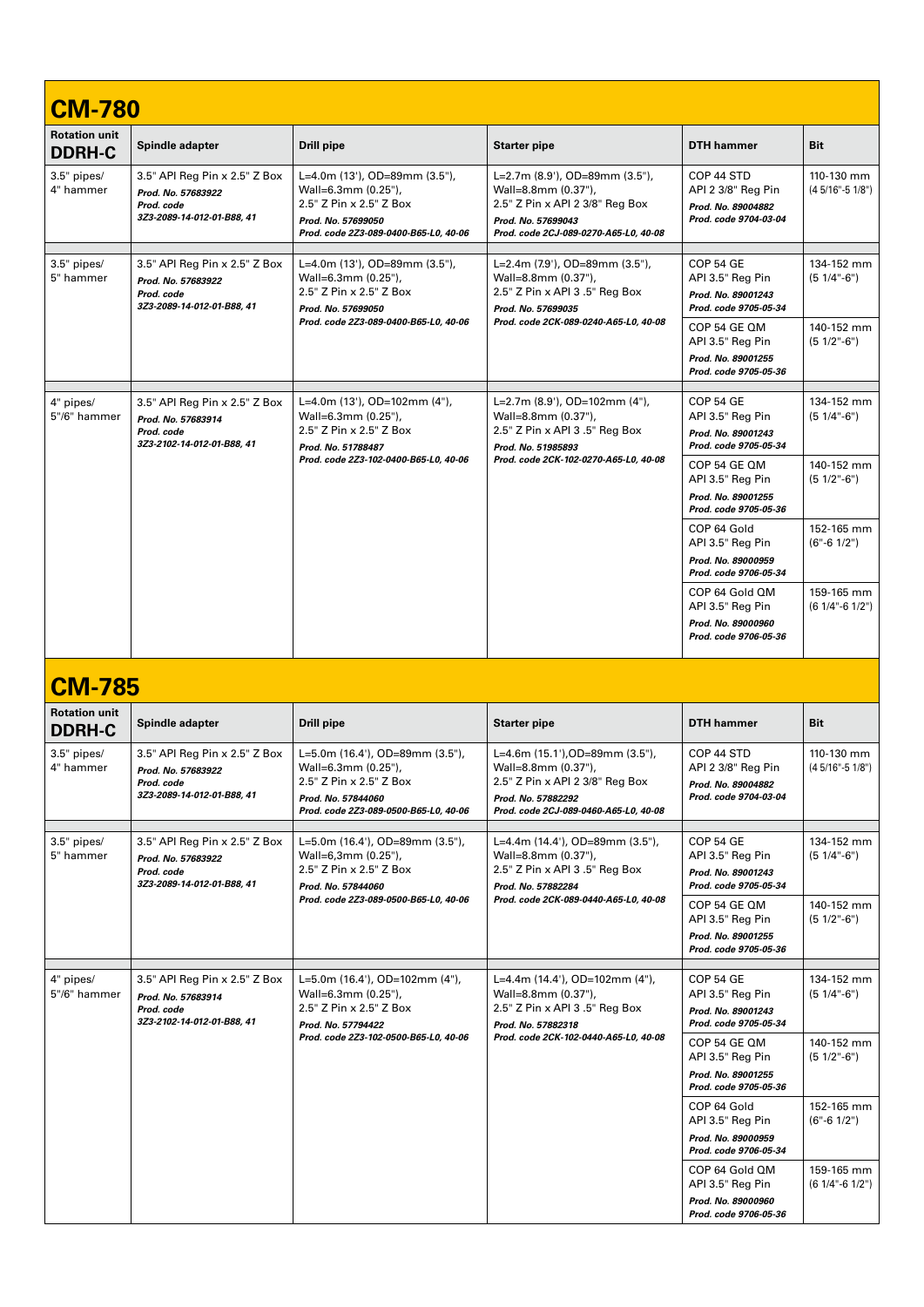## CM-780

| Rotation unit DDRH-C | Spindle adapter | Drill pipe | Starter pipe | DTH hammer | Bit |
|---|---|---|---|---|---|
| 3.5" pipes/ 4" hammer | 3.5" API Reg Pin x 2.5" Z Box ***Prod. No. 57683922*** ***Prod. code 3Z3-2089-14-012-01-B88, 41*** | L=4.0m (13'), OD=89mm (3.5"), Wall=6.3mm (0.25"), 2.5" Z Pin x 2.5" Z Box ***Prod. No. 57699050*** ***Prod. code 2Z3-089-0400-B65-L0, 40-06*** | L=2.7m (8.9'), OD=89mm (3.5"), Wall=8.8mm (0.37"), 2.5" Z Pin x API 2 3/8" Reg Box ***Prod. No. 57699043*** ***Prod. code 2CJ-089-0270-A65-L0, 40-08*** | COP 44 STD API 2 3/8" Reg Pin ***Prod. No. 89004882*** ***Prod. code 9704-03-04*** | 110-130 mm (4 5/16"-5 1/8") |
| 3.5" pipes/ 5" hammer | 3.5" API Reg Pin x 2.5" Z Box ***Prod. No. 57683922*** ***Prod. code 3Z3-2089-14-012-01-B88, 41*** | L=4.0m (13'), OD=89mm (3.5"), Wall=6.3mm (0.25"), 2.5" Z Pin x 2.5" Z Box ***Prod. No. 57699050*** ***Prod. code 2Z3-089-0400-B65-L0, 40-06*** | L=2.4m (7.9'), OD=89mm (3.5"), Wall=8.8mm (0.37"), 2.5" Z Pin x API 3 .5" Reg Box ***Prod. No. 57699035*** ***Prod. code 2CK-089-0240-A65-L0, 40-08*** | COP 54 GE API 3.5" Reg Pin ***Prod. No. 89001243*** ***Prod. code 9705-05-34*** | 134-152 mm (5 1/4"-6") |
| | | | | COP 54 GE QM API 3.5" Reg Pin ***Prod. No. 89001255*** ***Prod. code 9705-05-36*** | 140-152 mm (5 1/2"-6") |
| 4" pipes/ 5"/6" hammer | 3.5" API Reg Pin x 2.5" Z Box ***Prod. No. 57683914*** ***Prod. code 3Z3-2102-14-012-01-B88, 41*** | L=4.0m (13'), OD=102mm (4"), Wall=6.3mm (0.25"), 2.5" Z Pin x 2.5" Z Box ***Prod. No. 51788487*** ***Prod. code 2Z3-102-0400-B65-L0, 40-06*** | L=2.7m (8.9'), OD=102mm (4"), Wall=8.8mm (0.37"), 2.5" Z Pin x API 3 .5" Reg Box ***Prod. No. 51985893*** ***Prod. code 2CK-102-0270-A65-L0, 40-08*** | COP 54 GE API 3.5" Reg Pin ***Prod. No. 89001243*** ***Prod. code 9705-05-34*** | 134-152 mm (5 1/4"-6") |
| | | | | COP 54 GE QM API 3.5" Reg Pin ***Prod. No. 89001255*** ***Prod. code 9705-05-36*** | 140-152 mm (5 1/2"-6") |
| | | | | COP 64 Gold API 3.5" Reg Pin ***Prod. No. 89000959*** ***Prod. code 9706-05-34*** | 152-165 mm (6"-6 1/2") |
| | | | | COP 64 Gold QM API 3.5" Reg Pin ***Prod. No. 89000960*** ***Prod. code 9706-05-36*** | 159-165 mm (6 1/4"-6 1/2") |

## CM-785

| Rotation unit DDRH-C | Spindle adapter | Drill pipe | Starter pipe | DTH hammer | Bit |
|---|---|---|---|---|---|
| 3.5" pipes/ 4" hammer | 3.5" API Reg Pin x 2.5" Z Box ***Prod. No. 57683922*** ***Prod. code 3Z3-2089-14-012-01-B88, 41*** | L=5.0m (16.4'), OD=89mm (3.5"), Wall=6,3mm (0.25"), 2.5" Z Pin x 2.5" Z Box ***Prod. No. 57844060*** ***Prod. code 2Z3-089-0500-B65-L0, 40-06*** | L=4.6m (15.1'),OD=89mm (3.5"), Wall=8.8mm (0.37"), 2.5" Z Pin x API 2 3/8" Reg Box ***Prod. No. 57882292*** ***Prod. code 2CJ-089-0460-A65-L0, 40-08*** | COP 44 STD API 2 3/8" Reg Pin ***Prod. No. 89004882*** ***Prod. code 9704-03-04*** | 110-130 mm (4 5/16"-5 1/8") |
| 3.5" pipes/ 5" hammer | 3.5" API Reg Pin x 2.5" Z Box ***Prod. No. 57683922*** ***Prod. code 3Z3-2089-14-012-01-B88, 41*** | L=5.0m (16.4'), OD=89mm (3.5"), Wall=6,3mm (0.25"), 2.5" Z Pin x 2.5" Z Box ***Prod. No. 57844060*** ***Prod. code 2Z3-089-0500-B65-L0, 40-06*** | L=4.4m (14.4'), OD=89mm (3.5"), Wall=8.8mm (0.37"), 2.5" Z Pin x API 3 .5" Reg Box ***Prod. No. 57882284*** ***Prod. code 2CK-089-0440-A65-L0, 40-08*** | COP 54 GE API 3.5" Reg Pin ***Prod. No. 89001243*** ***Prod. code 9705-05-34*** | 134-152 mm (5 1/4"-6") |
| | | | | COP 54 GE QM API 3.5" Reg Pin ***Prod. No. 89001255*** ***Prod. code 9705-05-36*** | 140-152 mm (5 1/2"-6") |
| 4" pipes/ 5"/6" hammer | 3.5" API Reg Pin x 2.5" Z Box ***Prod. No. 57683914*** ***Prod. code 3Z3-2102-14-012-01-B88, 41*** | L=5.0m (16.4'), OD=102mm (4"), Wall=6.3mm (0.25"), 2.5" Z Pin x 2.5" Z Box ***Prod. No. 57794422*** ***Prod. code 2Z3-102-0500-B65-L0, 40-06*** | L=4.4m (14.4'), OD=102mm (4"), Wall=8.8mm (0.37"), 2.5" Z Pin x API 3 .5" Reg Box ***Prod. No. 57882318*** ***Prod. code 2CK-102-0440-A65-L0, 40-08*** | COP 54 GE API 3.5" Reg Pin ***Prod. No. 89001243*** ***Prod. code 9705-05-34*** | 134-152 mm (5 1/4"-6") |
| | | | | COP 54 GE QM API 3.5" Reg Pin ***Prod. No. 89001255*** ***Prod. code 9705-05-36*** | 140-152 mm (5 1/2"-6") |
| | | | | COP 64 Gold API 3.5" Reg Pin ***Prod. No. 89000959*** ***Prod. code 9706-05-34*** | 152-165 mm (6"-6 1/2") |
| | | | | COP 64 Gold QM API 3.5" Reg Pin ***Prod. No. 89000960*** ***Prod. code 9706-05-36*** | 159-165 mm (6 1/4"-6 1/2") |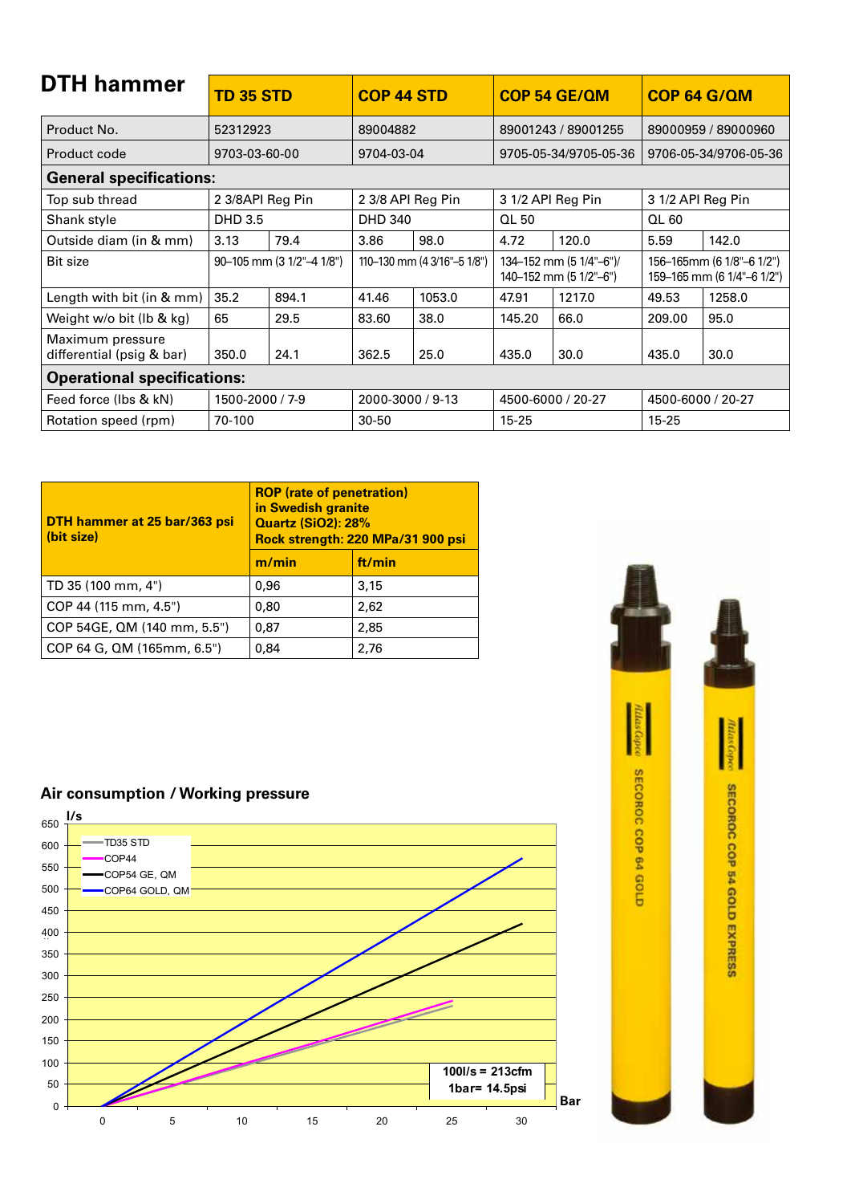## DTH hammer

| DTH hammer | TD 35 STD | | COP 44 STD | | COP 54 GE/QM | | COP 64 G/QM | |
|---|---|---|---|---|---|---|---|---|
| Product No. | 52312923 | | 89004882 | | 89001243 / 89001255 | | 89000959 / 89000960 | |
| Product code | 9703-03-60-00 | | 9704-03-04 | | 9705-05-34/9705-05-36 | | 9706-05-34/9706-05-36 | |
| **General specifications:** | | | | | | | | |
| Top sub thread | 2 3/8API Reg Pin | | 2 3/8 API Reg Pin | | 3 1/2 API Reg Pin | | 3 1/2 API Reg Pin | |
| Shank style | DHD 3.5 | | DHD 340 | | QL 50 | | QL 60 | |
| Outside diam (in & mm) | 3.13 | 79.4 | 3.86 | 98.0 | 4.72 | 120.0 | 5.59 | 142.0 |
| Bit size | 90–105 mm (3 1/2"–4 1/8") | | 110–130 mm (4 3/16"–5 1/8") | | 134–152 mm (5 1/4"–6")/ 140–152 mm (5 1/2"–6") | | 156–165mm (6 1/8"–6 1/2") 159–165 mm (6 1/4"–6 1/2") | |
| Length with bit (in & mm) | 35.2 | 894.1 | 41.46 | 1053.0 | 47.91 | 1217.0 | 49.53 | 1258.0 |
| Weight w/o bit (lb & kg) | 65 | 29.5 | 83.60 | 38.0 | 145.20 | 66.0 | 209.00 | 95.0 |
| Maximum pressure differential (psig & bar) | 350.0 | 24.1 | 362.5 | 25.0 | 435.0 | 30.0 | 435.0 | 30.0 |
| **Operational specifications:** | | | | | | | | |
| Feed force (lbs & kN) | 1500-2000 / 7-9 | | 2000-3000 / 9-13 | | 4500-6000 / 20-27 | | 4500-6000 / 20-27 | |
| Rotation speed (rpm) | 70-100 | | 30-50 | | 15-25 | | 15-25 | |

| DTH hammer at 25 bar/363 psi (bit size) | ROP (rate of penetration) in Swedish granite Quartz ($SiO_2$): 28% Rock strength: 220 MPa/31 900 psi | |
|---|---|---|
| | m/min | ft/min |
| TD 35 (100 mm, 4") | 0,96 | 3,15 |
| COP 44 (115 mm, 4.5") | 0,80 | 2,62 |
| COP 54GE, QM (140 mm, 5.5") | 0,87 | 2,85 |
| COP 64 G, QM (165mm, 6.5") | 0,84 | 2,76 |

### Air consumption / Working pressure

l/s (y-axis, 0–650) vs Bar (x-axis, 0–30)

Legend: TD35 STD, COP44, COP54 GE, QM, COP64 GOLD, QM

100l/s = 213cfm
1bar= 14.5psi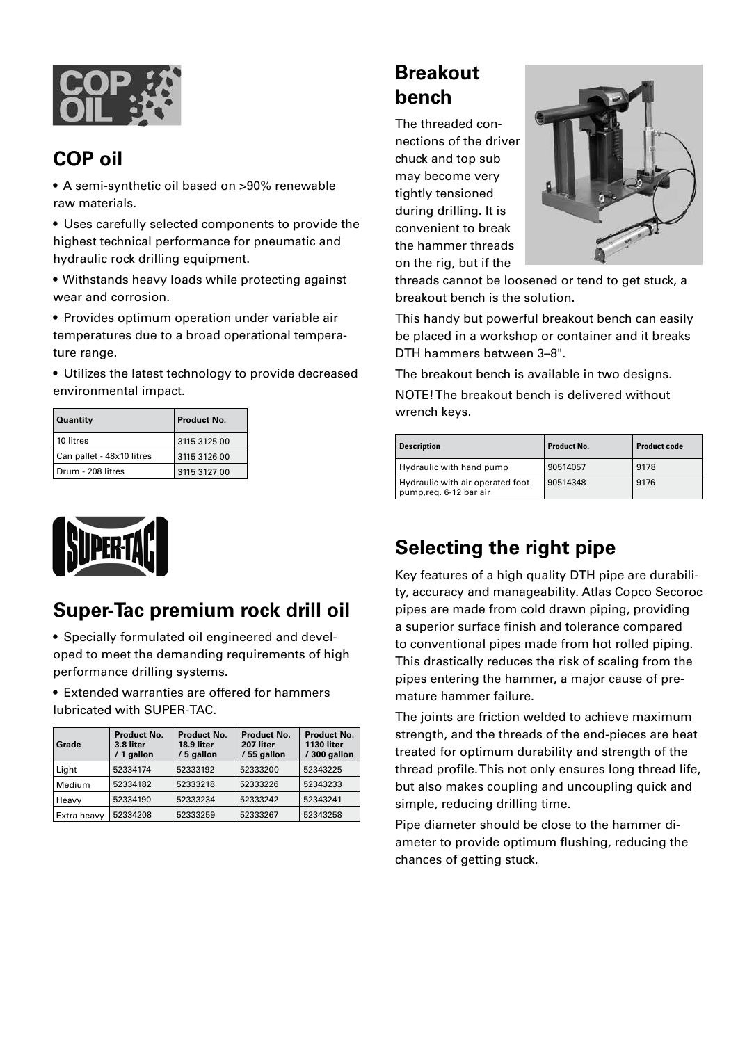## COP oil

- A semi-synthetic oil based on >90% renewable raw materials.
- Uses carefully selected components to provide the highest technical performance for pneumatic and hydraulic rock drilling equipment.
- Withstands heavy loads while protecting against wear and corrosion.
- Provides optimum operation under variable air temperatures due to a broad operational temperature range.
- Utilizes the latest technology to provide decreased environmental impact.

| Quantity | Product No. |
|---|---|
| 10 litres | 3115 3125 00 |
| Can pallet - 48x10 litres | 3115 3126 00 |
| Drum - 208 litres | 3115 3127 00 |

## Super-Tac premium rock drill oil

- Specially formulated oil engineered and developed to meet the demanding requirements of high performance drilling systems.
- Extended warranties are offered for hammers lubricated with SUPER-TAC.

| Grade | Product No. 3.8 liter / 1 gallon | Product No. 18.9 liter / 5 gallon | Product No. 207 liter / 55 gallon | Product No. 1130 liter / 300 gallon |
|---|---|---|---|---|
| Light | 52334174 | 52333192 | 52333200 | 52343225 |
| Medium | 52334182 | 52333218 | 52333226 | 52343233 |
| Heavy | 52334190 | 52333234 | 52333242 | 52343241 |
| Extra heavy | 52334208 | 52333259 | 52333267 | 52343258 |

## Breakout bench

The threaded connections of the driver chuck and top sub may become very tightly tensioned during drilling. It is convenient to break the hammer threads on the rig, but if the threads cannot be loosened or tend to get stuck, a breakout bench is the solution.

This handy but powerful breakout bench can easily be placed in a workshop or container and it breaks DTH hammers between 3–8".

The breakout bench is available in two designs.

NOTE! The breakout bench is delivered without wrench keys.

| Description | Product No. | Product code |
|---|---|---|
| Hydraulic with hand pump | 90514057 | 9178 |
| Hydraulic with air operated foot pump,req. 6-12 bar air | 90514348 | 9176 |

## Selecting the right pipe

Key features of a high quality DTH pipe are durability, accuracy and manageability. Atlas Copco Secoroc pipes are made from cold drawn piping, providing a superior surface finish and tolerance compared to conventional pipes made from hot rolled piping. This drastically reduces the risk of scaling from the pipes entering the hammer, a major cause of premature hammer failure.

The joints are friction welded to achieve maximum strength, and the threads of the end-pieces are heat treated for optimum durability and strength of the thread profile. This not only ensures long thread life, but also makes coupling and uncoupling quick and simple, reducing drilling time.

Pipe diameter should be close to the hammer diameter to provide optimum flushing, reducing the chances of getting stuck.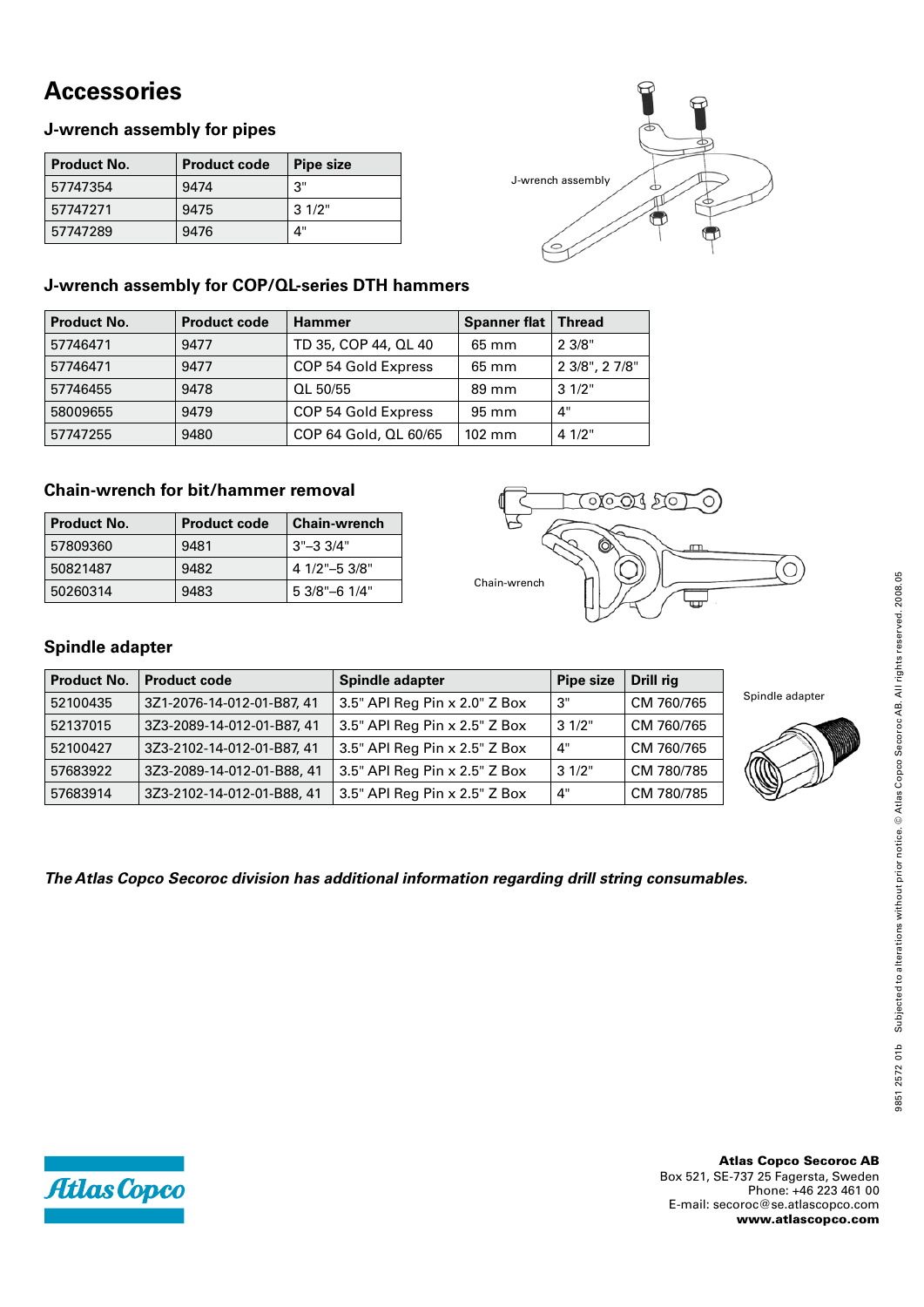# Accessories

## J-wrench assembly for pipes

| Product No. | Product code | Pipe size |
|---|---|---|
| 57747354 | 9474 | 3" |
| 57747271 | 9475 | 3 1/2" |
| 57747289 | 9476 | 4" |

J-wrench assembly

## J-wrench assembly for COP/QL-series DTH hammers

| Product No. | Product code | Hammer | Spanner flat | Thread |
|---|---|---|---|---|
| 57746471 | 9477 | TD 35, COP 44, QL 40 | 65 mm | 2 3/8" |
| 57746471 | 9477 | COP 54 Gold Express | 65 mm | 2 3/8", 2 7/8" |
| 57746455 | 9478 | QL 50/55 | 89 mm | 3 1/2" |
| 58009655 | 9479 | COP 54 Gold Express | 95 mm | 4" |
| 57747255 | 9480 | COP 64 Gold, QL 60/65 | 102 mm | 4 1/2" |

## Chain-wrench for bit/hammer removal

| Product No. | Product code | Chain-wrench |
|---|---|---|
| 57809360 | 9481 | 3"–3 3/4" |
| 50821487 | 9482 | 4 1/2"–5 3/8" |
| 50260314 | 9483 | 5 3/8"–6 1/4" |

Chain-wrench

## Spindle adapter

| Product No. | Product code | Spindle adapter | Pipe size | Drill rig |
|---|---|---|---|---|
| 52100435 | 3Z1-2076-14-012-01-B87, 41 | 3.5" API Reg Pin x 2.0" Z Box | 3" | CM 760/765 |
| 52137015 | 3Z3-2089-14-012-01-B87, 41 | 3.5" API Reg Pin x 2.5" Z Box | 3 1/2" | CM 760/765 |
| 52100427 | 3Z3-2102-14-012-01-B87, 41 | 3.5" API Reg Pin x 2.5" Z Box | 4" | CM 760/765 |
| 57683922 | 3Z3-2089-14-012-01-B88, 41 | 3.5" API Reg Pin x 2.5" Z Box | 3 1/2" | CM 780/785 |
| 57683914 | 3Z3-2102-14-012-01-B88, 41 | 3.5" API Reg Pin x 2.5" Z Box | 4" | CM 780/785 |

Spindle adapter

***The Atlas Copco Secoroc division has additional information regarding drill string consumables.***

9851 2572 01b Subjected to alterations without prior notice. © Atlas Copco Secoroc AB. All rights reserved. 2008.05

**Atlas Copco Secoroc AB**
Box 521, SE-737 25 Fagersta, Sweden
Phone: +46 223 461 00
E-mail: secoroc@se.atlascopco.com
**www.atlascopco.com**